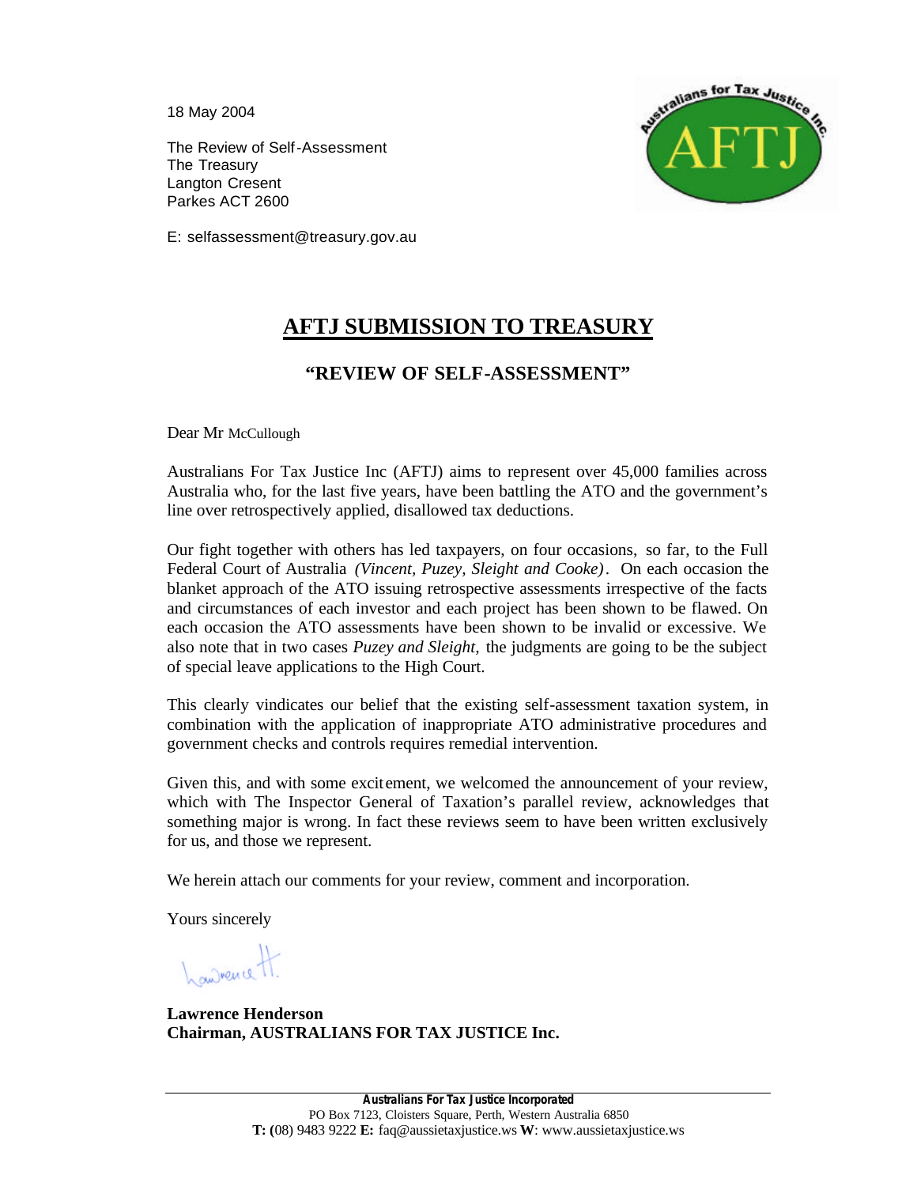18 May 2004

The Review of Self-Assessment
The Treasury
Langton Cresent
Parkes ACT 2600

E: selfassessment@treasury.gov.au

# AFTJ SUBMISSION TO TREASURY

## "REVIEW OF SELF-ASSESSMENT"

Dear Mr McCullough

Australians For Tax Justice Inc (AFTJ) aims to represent over 45,000 families across Australia who, for the last five years, have been battling the ATO and the government's line over retrospectively applied, disallowed tax deductions.

Our fight together with others has led taxpayers, on four occasions, so far, to the Full Federal Court of Australia *(Vincent, Puzey, Sleight and Cooke)*. On each occasion the blanket approach of the ATO issuing retrospective assessments irrespective of the facts and circumstances of each investor and each project has been shown to be flawed. On each occasion the ATO assessments have been shown to be invalid or excessive. We also note that in two cases *Puzey and Sleight*, the judgments are going to be the subject of special leave applications to the High Court.

This clearly vindicates our belief that the existing self-assessment taxation system, in combination with the application of inappropriate ATO administrative procedures and government checks and controls requires remedial intervention.

Given this, and with some excitement, we welcomed the announcement of your review, which with The Inspector General of Taxation's parallel review, acknowledges that something major is wrong. In fact these reviews seem to have been written exclusively for us, and those we represent.

We herein attach our comments for your review, comment and incorporation.

Yours sincerely

**Lawrence Henderson**
**Chairman, AUSTRALIANS FOR TAX JUSTICE Inc.**

**Australians For Tax Justice Incorporated**
PO Box 7123, Cloisters Square, Perth, Western Australia 6850
**T: (**08) 9483 9222 **E:** faq@aussietaxjustice.ws **W**: www.aussietaxjustice.ws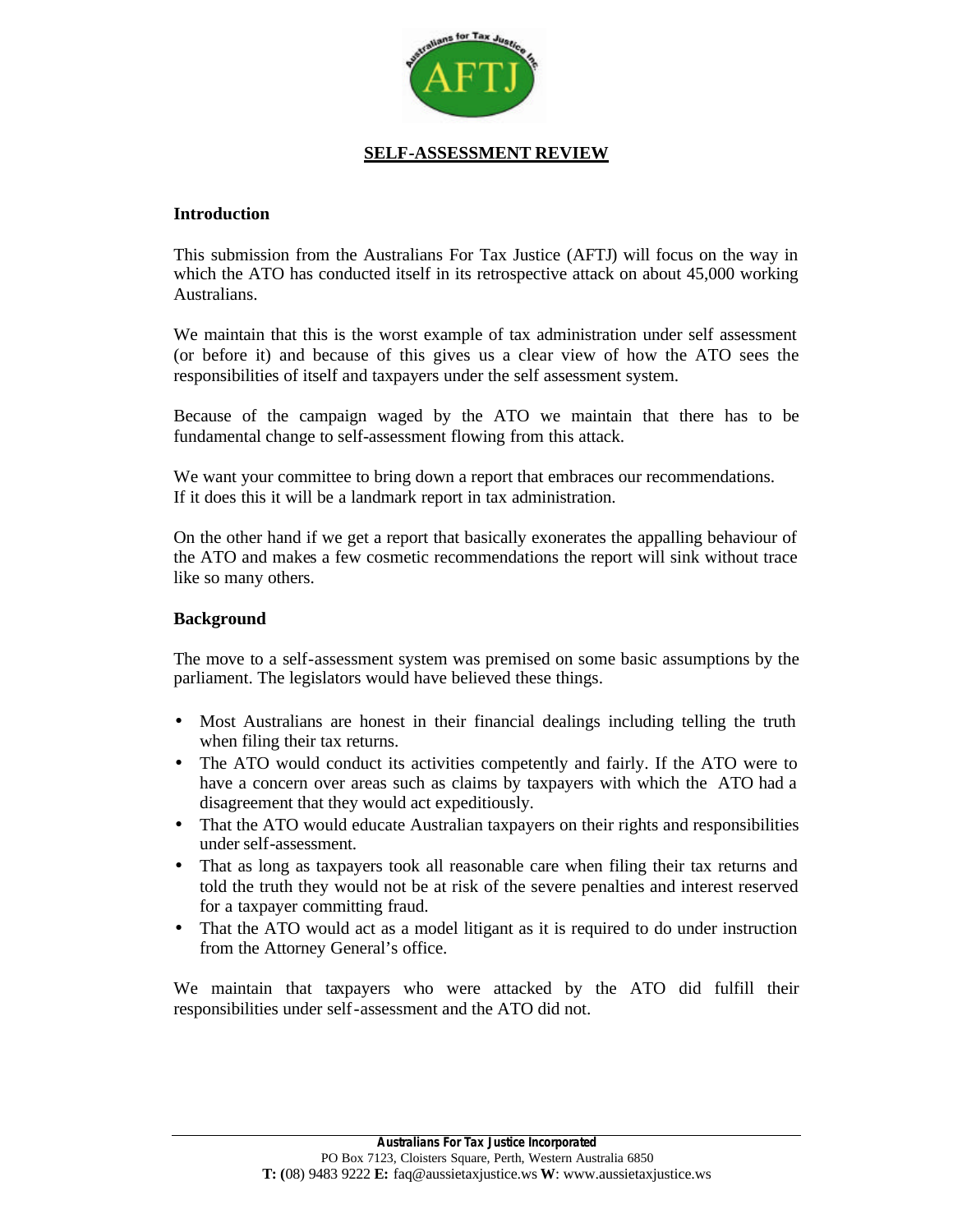## SELF-ASSESSMENT REVIEW

### Introduction

This submission from the Australians For Tax Justice (AFTJ) will focus on the way in which the ATO has conducted itself in its retrospective attack on about 45,000 working Australians.

We maintain that this is the worst example of tax administration under self assessment (or before it) and because of this gives us a clear view of how the ATO sees the responsibilities of itself and taxpayers under the self assessment system.

Because of the campaign waged by the ATO we maintain that there has to be fundamental change to self-assessment flowing from this attack.

We want your committee to bring down a report that embraces our recommendations. If it does this it will be a landmark report in tax administration.

On the other hand if we get a report that basically exonerates the appalling behaviour of the ATO and makes a few cosmetic recommendations the report will sink without trace like so many others.

### Background

The move to a self-assessment system was premised on some basic assumptions by the parliament. The legislators would have believed these things.

- Most Australians are honest in their financial dealings including telling the truth when filing their tax returns.
- The ATO would conduct its activities competently and fairly. If the ATO were to have a concern over areas such as claims by taxpayers with which the ATO had a disagreement that they would act expeditiously.
- That the ATO would educate Australian taxpayers on their rights and responsibilities under self-assessment.
- That as long as taxpayers took all reasonable care when filing their tax returns and told the truth they would not be at risk of the severe penalties and interest reserved for a taxpayer committing fraud.
- That the ATO would act as a model litigant as it is required to do under instruction from the Attorney General's office.

We maintain that taxpayers who were attacked by the ATO did fulfill their responsibilities under self-assessment and the ATO did not.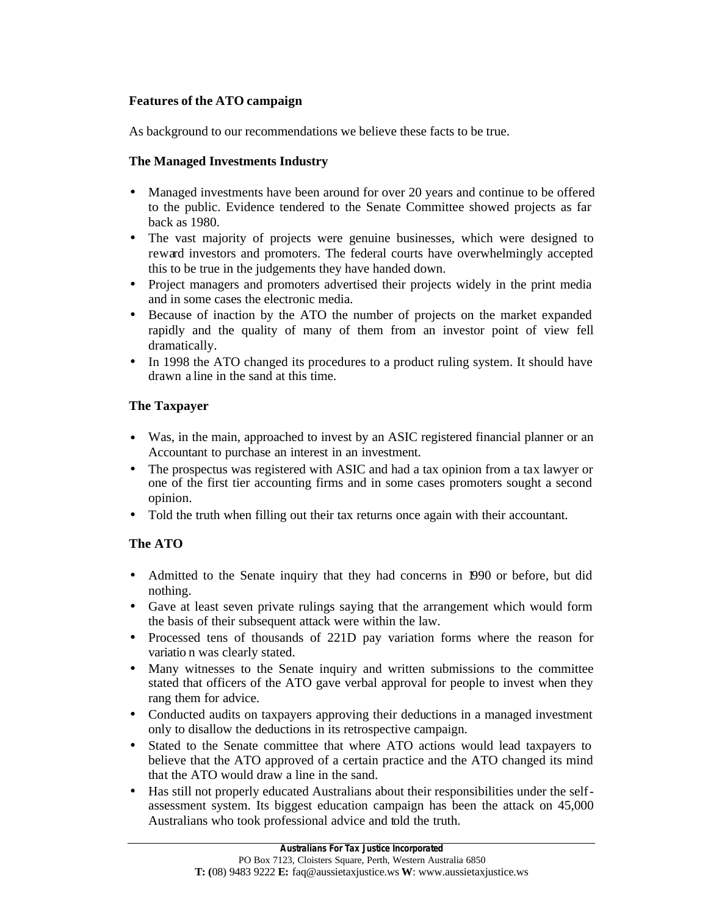**Features of the ATO campaign**

As background to our recommendations we believe these facts to be true.

**The Managed Investments Industry**

- Managed investments have been around for over 20 years and continue to be offered to the public. Evidence tendered to the Senate Committee showed projects as far back as 1980.
- The vast majority of projects were genuine businesses, which were designed to reward investors and promoters. The federal courts have overwhelmingly accepted this to be true in the judgements they have handed down.
- Project managers and promoters advertised their projects widely in the print media and in some cases the electronic media.
- Because of inaction by the ATO the number of projects on the market expanded rapidly and the quality of many of them from an investor point of view fell dramatically.
- In 1998 the ATO changed its procedures to a product ruling system. It should have drawn a line in the sand at this time.

**The Taxpayer**

- Was, in the main, approached to invest by an ASIC registered financial planner or an Accountant to purchase an interest in an investment.
- The prospectus was registered with ASIC and had a tax opinion from a tax lawyer or one of the first tier accounting firms and in some cases promoters sought a second opinion.
- Told the truth when filling out their tax returns once again with their accountant.

**The ATO**

- Admitted to the Senate inquiry that they had concerns in 1990 or before, but did nothing.
- Gave at least seven private rulings saying that the arrangement which would form the basis of their subsequent attack were within the law.
- Processed tens of thousands of 221D pay variation forms where the reason for variation was clearly stated.
- Many witnesses to the Senate inquiry and written submissions to the committee stated that officers of the ATO gave verbal approval for people to invest when they rang them for advice.
- Conducted audits on taxpayers approving their deductions in a managed investment only to disallow the deductions in its retrospective campaign.
- Stated to the Senate committee that where ATO actions would lead taxpayers to believe that the ATO approved of a certain practice and the ATO changed its mind that the ATO would draw a line in the sand.
- Has still not properly educated Australians about their responsibilities under the self-assessment system. Its biggest education campaign has been the attack on 45,000 Australians who took professional advice and told the truth.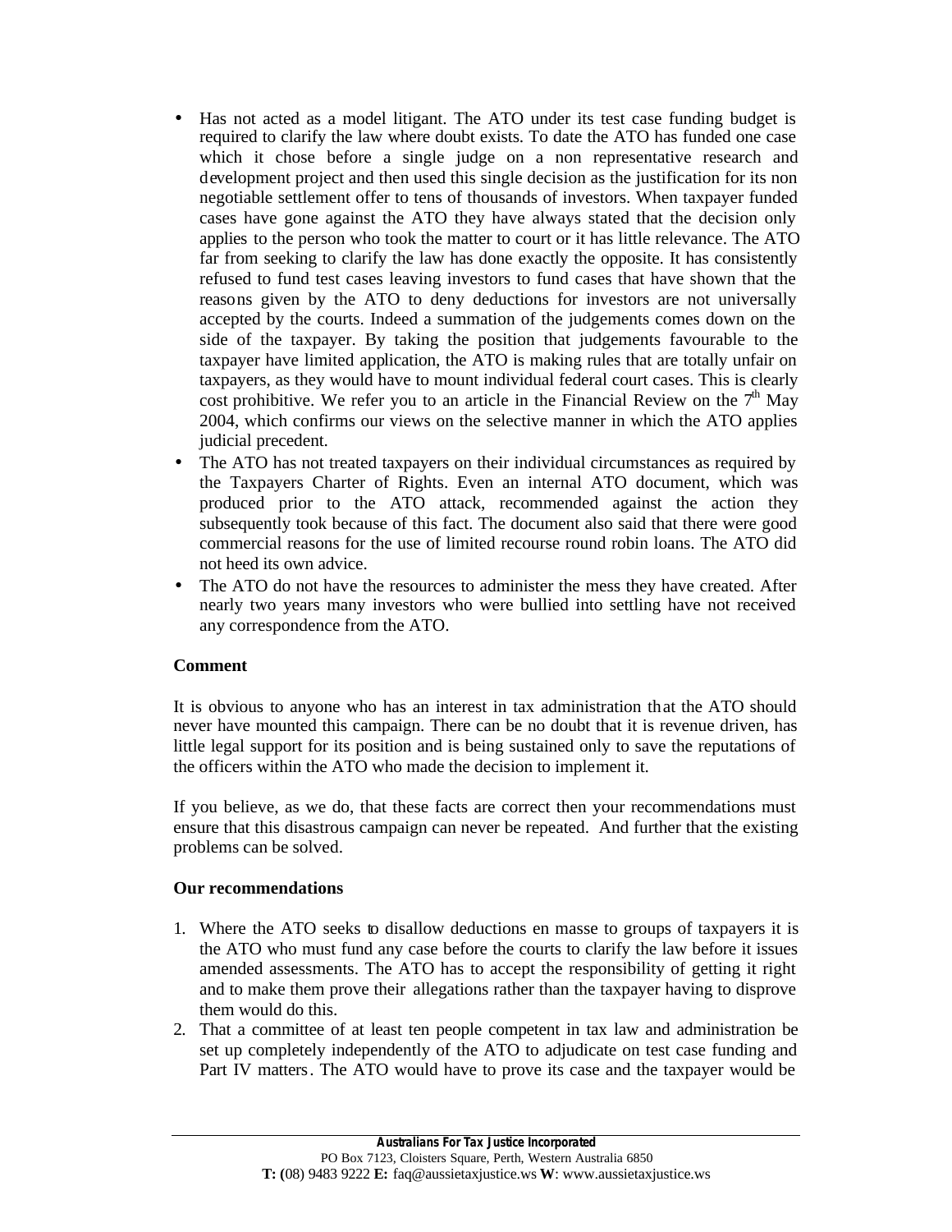- Has not acted as a model litigant. The ATO under its test case funding budget is required to clarify the law where doubt exists. To date the ATO has funded one case which it chose before a single judge on a non representative research and development project and then used this single decision as the justification for its non negotiable settlement offer to tens of thousands of investors. When taxpayer funded cases have gone against the ATO they have always stated that the decision only applies to the person who took the matter to court or it has little relevance. The ATO far from seeking to clarify the law has done exactly the opposite. It has consistently refused to fund test cases leaving investors to fund cases that have shown that the reasons given by the ATO to deny deductions for investors are not universally accepted by the courts. Indeed a summation of the judgements comes down on the side of the taxpayer. By taking the position that judgements favourable to the taxpayer have limited application, the ATO is making rules that are totally unfair on taxpayers, as they would have to mount individual federal court cases. This is clearly cost prohibitive. We refer you to an article in the Financial Review on the 7th May 2004, which confirms our views on the selective manner in which the ATO applies judicial precedent.
- The ATO has not treated taxpayers on their individual circumstances as required by the Taxpayers Charter of Rights. Even an internal ATO document, which was produced prior to the ATO attack, recommended against the action they subsequently took because of this fact. The document also said that there were good commercial reasons for the use of limited recourse round robin loans. The ATO did not heed its own advice.
- The ATO do not have the resources to administer the mess they have created. After nearly two years many investors who were bullied into settling have not received any correspondence from the ATO.

**Comment**

It is obvious to anyone who has an interest in tax administration that the ATO should never have mounted this campaign. There can be no doubt that it is revenue driven, has little legal support for its position and is being sustained only to save the reputations of the officers within the ATO who made the decision to implement it.

If you believe, as we do, that these facts are correct then your recommendations must ensure that this disastrous campaign can never be repeated. And further that the existing problems can be solved.

**Our recommendations**

1. Where the ATO seeks to disallow deductions en masse to groups of taxpayers it is the ATO who must fund any case before the courts to clarify the law before it issues amended assessments. The ATO has to accept the responsibility of getting it right and to make them prove their allegations rather than the taxpayer having to disprove them would do this.
2. That a committee of at least ten people competent in tax law and administration be set up completely independently of the ATO to adjudicate on test case funding and Part IV matters. The ATO would have to prove its case and the taxpayer would be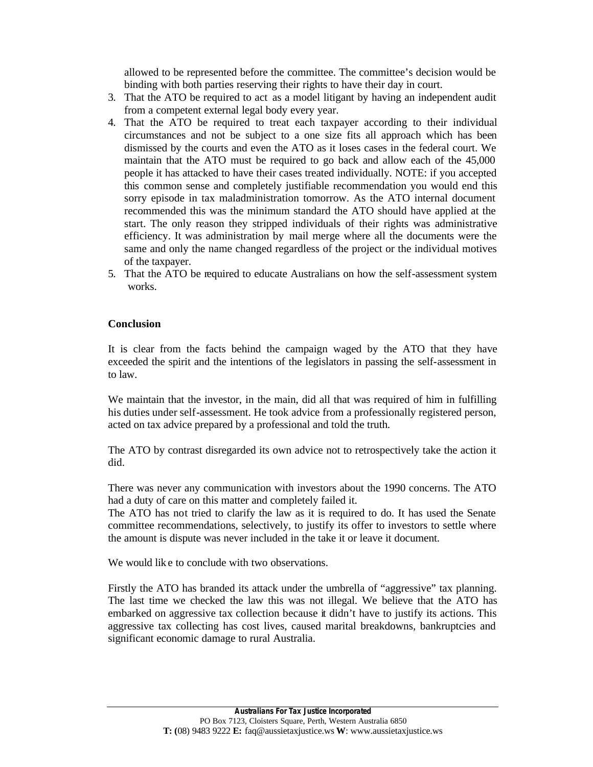allowed to be represented before the committee. The committee's decision would be binding with both parties reserving their rights to have their day in court.

3. That the ATO be required to act as a model litigant by having an independent audit from a competent external legal body every year.
4. That the ATO be required to treat each taxpayer according to their individual circumstances and not be subject to a one size fits all approach which has been dismissed by the courts and even the ATO as it loses cases in the federal court. We maintain that the ATO must be required to go back and allow each of the 45,000 people it has attacked to have their cases treated individually. NOTE: if you accepted this common sense and completely justifiable recommendation you would end this sorry episode in tax maladministration tomorrow. As the ATO internal document recommended this was the minimum standard the ATO should have applied at the start. The only reason they stripped individuals of their rights was administrative efficiency. It was administration by mail merge where all the documents were the same and only the name changed regardless of the project or the individual motives of the taxpayer.
5. That the ATO be required to educate Australians on how the self-assessment system works.

**Conclusion**

It is clear from the facts behind the campaign waged by the ATO that they have exceeded the spirit and the intentions of the legislators in passing the self-assessment in to law.

We maintain that the investor, in the main, did all that was required of him in fulfilling his duties under self-assessment. He took advice from a professionally registered person, acted on tax advice prepared by a professional and told the truth.

The ATO by contrast disregarded its own advice not to retrospectively take the action it did.

There was never any communication with investors about the 1990 concerns. The ATO had a duty of care on this matter and completely failed it.
The ATO has not tried to clarify the law as it is required to do. It has used the Senate committee recommendations, selectively, to justify its offer to investors to settle where the amount is dispute was never included in the take it or leave it document.

We would like to conclude with two observations.

Firstly the ATO has branded its attack under the umbrella of "aggressive" tax planning. The last time we checked the law this was not illegal. We believe that the ATO has embarked on aggressive tax collection because it didn't have to justify its actions. This aggressive tax collecting has cost lives, caused marital breakdowns, bankruptcies and significant economic damage to rural Australia.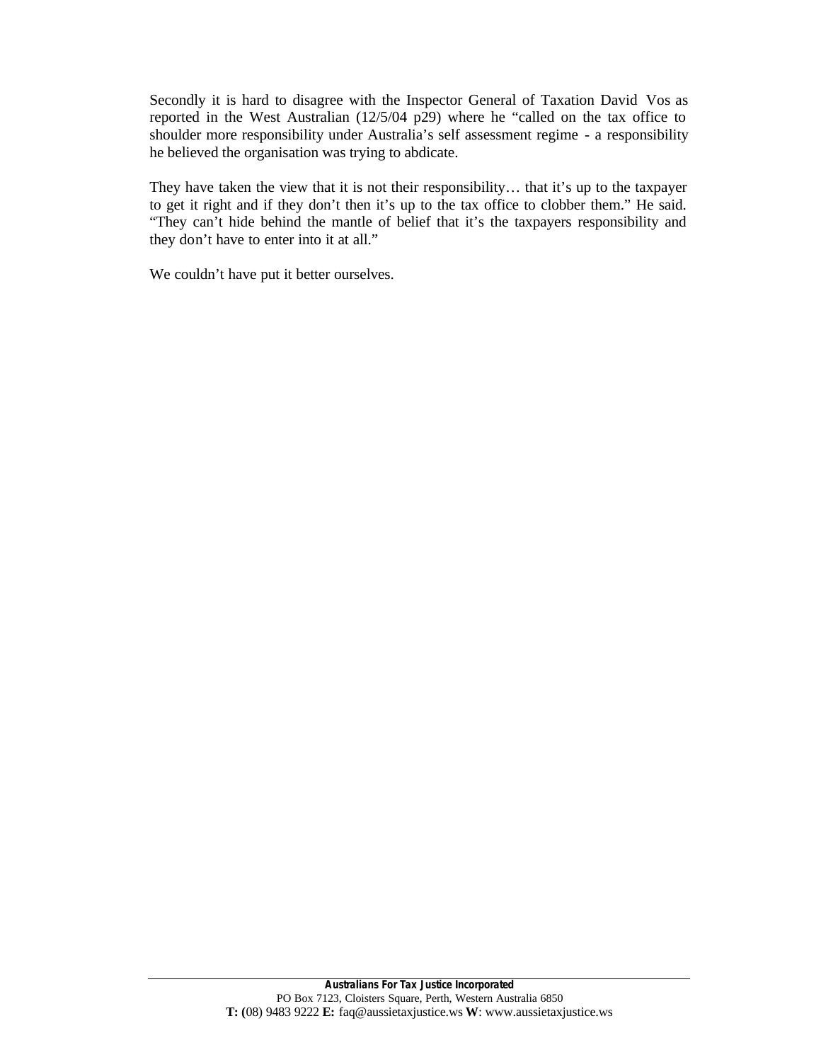Secondly it is hard to disagree with the Inspector General of Taxation David Vos as reported in the West Australian (12/5/04 p29) where he "called on the tax office to shoulder more responsibility under Australia's self assessment regime - a responsibility he believed the organisation was trying to abdicate.

They have taken the view that it is not their responsibility… that it's up to the taxpayer to get it right and if they don't then it's up to the tax office to clobber them." He said. "They can't hide behind the mantle of belief that it's the taxpayers responsibility and they don't have to enter into it at all."

We couldn't have put it better ourselves.